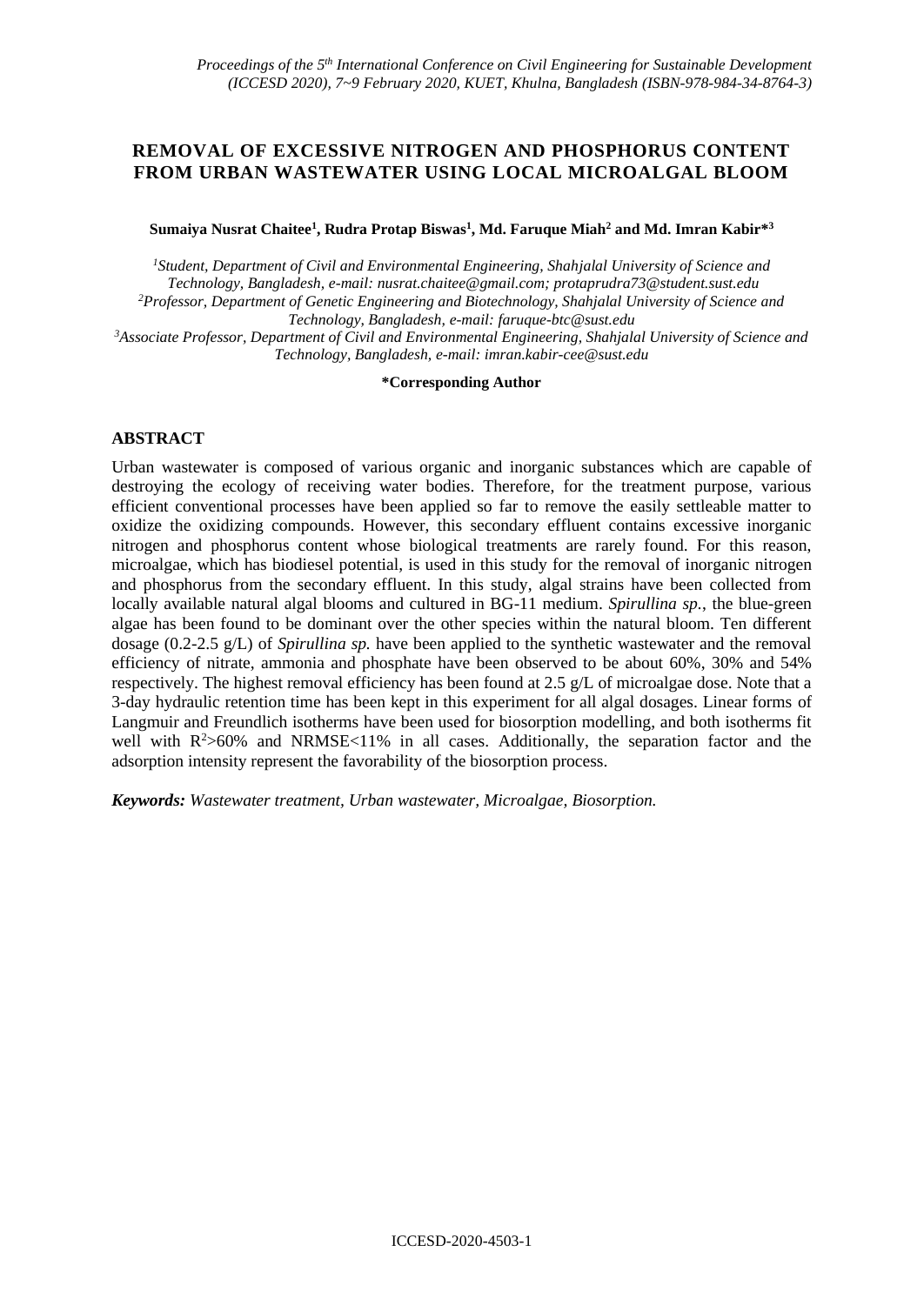# REMOVAL OF EXCESSIVE NITROGEN AND PHOSPHORUS CONTENT FROM URBAN WASTEWATER USING LOCAL MICROALGAL BLOOM

**Sumaiya Nusrat Chaitee[1], Rudra Protap Biswas[1], Md. Faruque Miah[2] and Md. Imran Kabir*[3]**

[1]*Student, Department of Civil and Environmental Engineering, Shahjalal University of Science and Technology, Bangladesh, e-mail: nusrat.chaitee@gmail.com; protaprudra73@student.sust.edu*
[2]*Professor, Department of Genetic Engineering and Biotechnology, Shahjalal University of Science and Technology, Bangladesh, e-mail: faruque-btc@sust.edu*
[3]*Associate Professor, Department of Civil and Environmental Engineering, Shahjalal University of Science and Technology, Bangladesh, e-mail: imran.kabir-cee@sust.edu*

**\*Corresponding Author**

## ABSTRACT

Urban wastewater is composed of various organic and inorganic substances which are capable of destroying the ecology of receiving water bodies. Therefore, for the treatment purpose, various efficient conventional processes have been applied so far to remove the easily settleable matter to oxidize the oxidizing compounds. However, this secondary effluent contains excessive inorganic nitrogen and phosphorus content whose biological treatments are rarely found. For this reason, microalgae, which has biodiesel potential, is used in this study for the removal of inorganic nitrogen and phosphorus from the secondary effluent. In this study, algal strains have been collected from locally available natural algal blooms and cultured in BG-11 medium. *Spirullina sp.*, the blue-green algae has been found to be dominant over the other species within the natural bloom. Ten different dosage (0.2-2.5 g/L) of *Spirullina sp.* have been applied to the synthetic wastewater and the removal efficiency of nitrate, ammonia and phosphate have been observed to be about 60%, 30% and 54% respectively. The highest removal efficiency has been found at 2.5 g/L of microalgae dose. Note that a 3-day hydraulic retention time has been kept in this experiment for all algal dosages. Linear forms of Langmuir and Freundlich isotherms have been used for biosorption modelling, and both isotherms fit well with $R^2$>60% and NRMSE<11% in all cases. Additionally, the separation factor and the adsorption intensity represent the favorability of the biosorption process.

***Keywords:*** *Wastewater treatment, Urban wastewater, Microalgae, Biosorption.*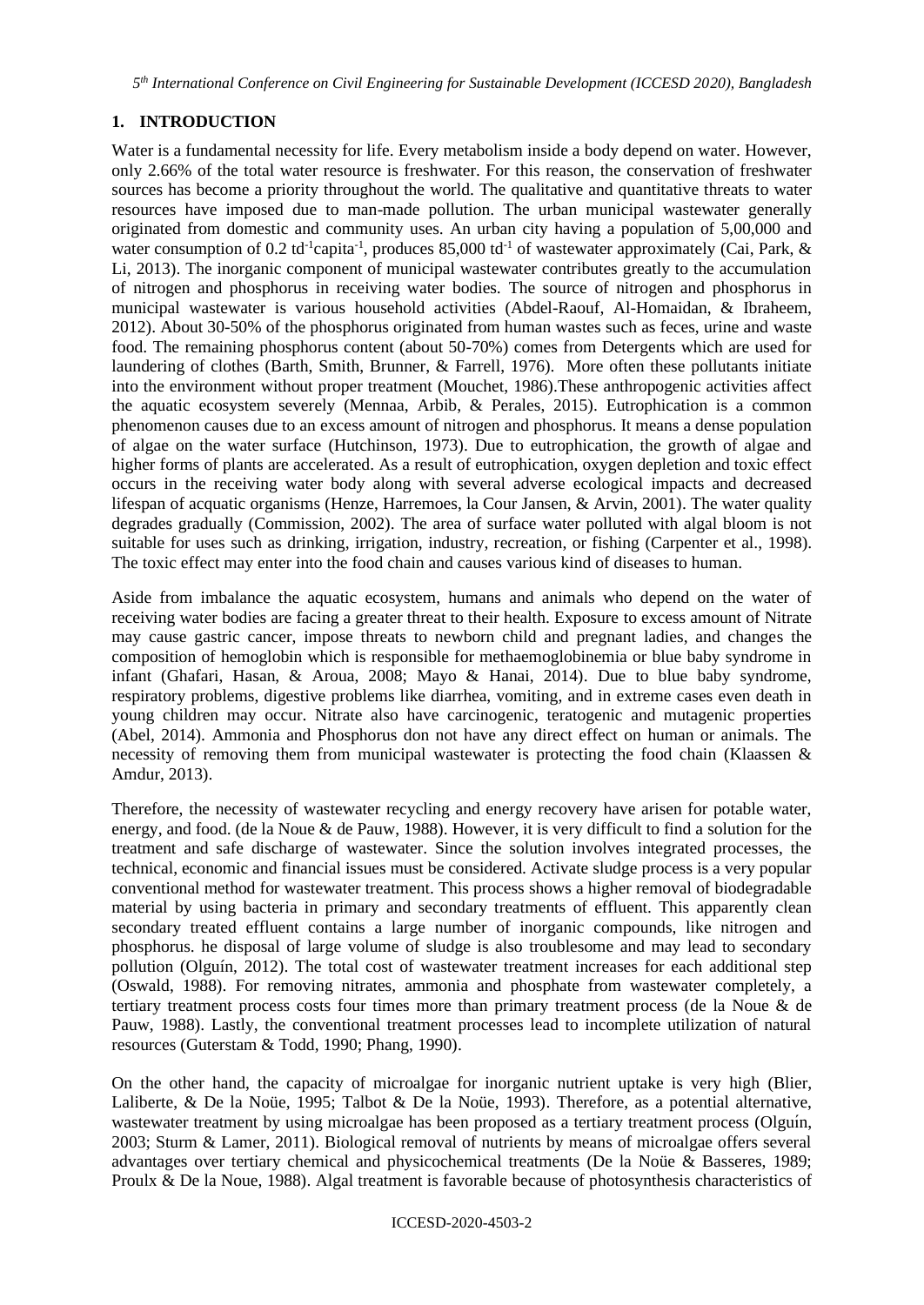## 1. INTRODUCTION

Water is a fundamental necessity for life. Every metabolism inside a body depend on water. However, only 2.66% of the total water resource is freshwater. For this reason, the conservation of freshwater sources has become a priority throughout the world. The qualitative and quantitative threats to water resources have imposed due to man-made pollution. The urban municipal wastewater generally originated from domestic and community uses. An urban city having a population of 5,00,000 and water consumption of 0.2 $td^{-1}capita^{-1}$, produces 85,000 $td^{-1}$ of wastewater approximately (Cai, Park, & Li, 2013). The inorganic component of municipal wastewater contributes greatly to the accumulation of nitrogen and phosphorus in receiving water bodies. The source of nitrogen and phosphorus in municipal wastewater is various household activities (Abdel-Raouf, Al-Homaidan, & Ibraheem, 2012). About 30-50% of the phosphorus originated from human wastes such as feces, urine and waste food. The remaining phosphorus content (about 50-70%) comes from Detergents which are used for laundering of clothes (Barth, Smith, Brunner, & Farrell, 1976). More often these pollutants initiate into the environment without proper treatment (Mouchet, 1986).These anthropogenic activities affect the aquatic ecosystem severely (Mennaa, Arbib, & Perales, 2015). Eutrophication is a common phenomenon causes due to an excess amount of nitrogen and phosphorus. It means a dense population of algae on the water surface (Hutchinson, 1973). Due to eutrophication, the growth of algae and higher forms of plants are accelerated. As a result of eutrophication, oxygen depletion and toxic effect occurs in the receiving water body along with several adverse ecological impacts and decreased lifespan of acquatic organisms (Henze, Harremoes, la Cour Jansen, & Arvin, 2001). The water quality degrades gradually (Commission, 2002). The area of surface water polluted with algal bloom is not suitable for uses such as drinking, irrigation, industry, recreation, or fishing (Carpenter et al., 1998). The toxic effect may enter into the food chain and causes various kind of diseases to human.

Aside from imbalance the aquatic ecosystem, humans and animals who depend on the water of receiving water bodies are facing a greater threat to their health. Exposure to excess amount of Nitrate may cause gastric cancer, impose threats to newborn child and pregnant ladies, and changes the composition of hemoglobin which is responsible for methaemoglobinemia or blue baby syndrome in infant (Ghafari, Hasan, & Aroua, 2008; Mayo & Hanai, 2014). Due to blue baby syndrome, respiratory problems, digestive problems like diarrhea, vomiting, and in extreme cases even death in young children may occur. Nitrate also have carcinogenic, teratogenic and mutagenic properties (Abel, 2014). Ammonia and Phosphorus don not have any direct effect on human or animals. The necessity of removing them from municipal wastewater is protecting the food chain (Klaassen & Amdur, 2013).

Therefore, the necessity of wastewater recycling and energy recovery have arisen for potable water, energy, and food. (de la Noue & de Pauw, 1988). However, it is very difficult to find a solution for the treatment and safe discharge of wastewater. Since the solution involves integrated processes, the technical, economic and financial issues must be considered. Activate sludge process is a very popular conventional method for wastewater treatment. This process shows a higher removal of biodegradable material by using bacteria in primary and secondary treatments of effluent. This apparently clean secondary treated effluent contains a large number of inorganic compounds, like nitrogen and phosphorus. he disposal of large volume of sludge is also troublesome and may lead to secondary pollution (Olguín, 2012). The total cost of wastewater treatment increases for each additional step (Oswald, 1988). For removing nitrates, ammonia and phosphate from wastewater completely, a tertiary treatment process costs four times more than primary treatment process (de la Noue & de Pauw, 1988). Lastly, the conventional treatment processes lead to incomplete utilization of natural resources (Guterstam & Todd, 1990; Phang, 1990).

On the other hand, the capacity of microalgae for inorganic nutrient uptake is very high (Blier, Laliberte, & De la Noüe, 1995; Talbot & De la Noüe, 1993). Therefore, as a potential alternative, wastewater treatment by using microalgae has been proposed as a tertiary treatment process (Olguín, 2003; Sturm & Lamer, 2011). Biological removal of nutrients by means of microalgae offers several advantages over tertiary chemical and physicochemical treatments (De la Noüe & Basseres, 1989; Proulx & De la Noue, 1988). Algal treatment is favorable because of photosynthesis characteristics of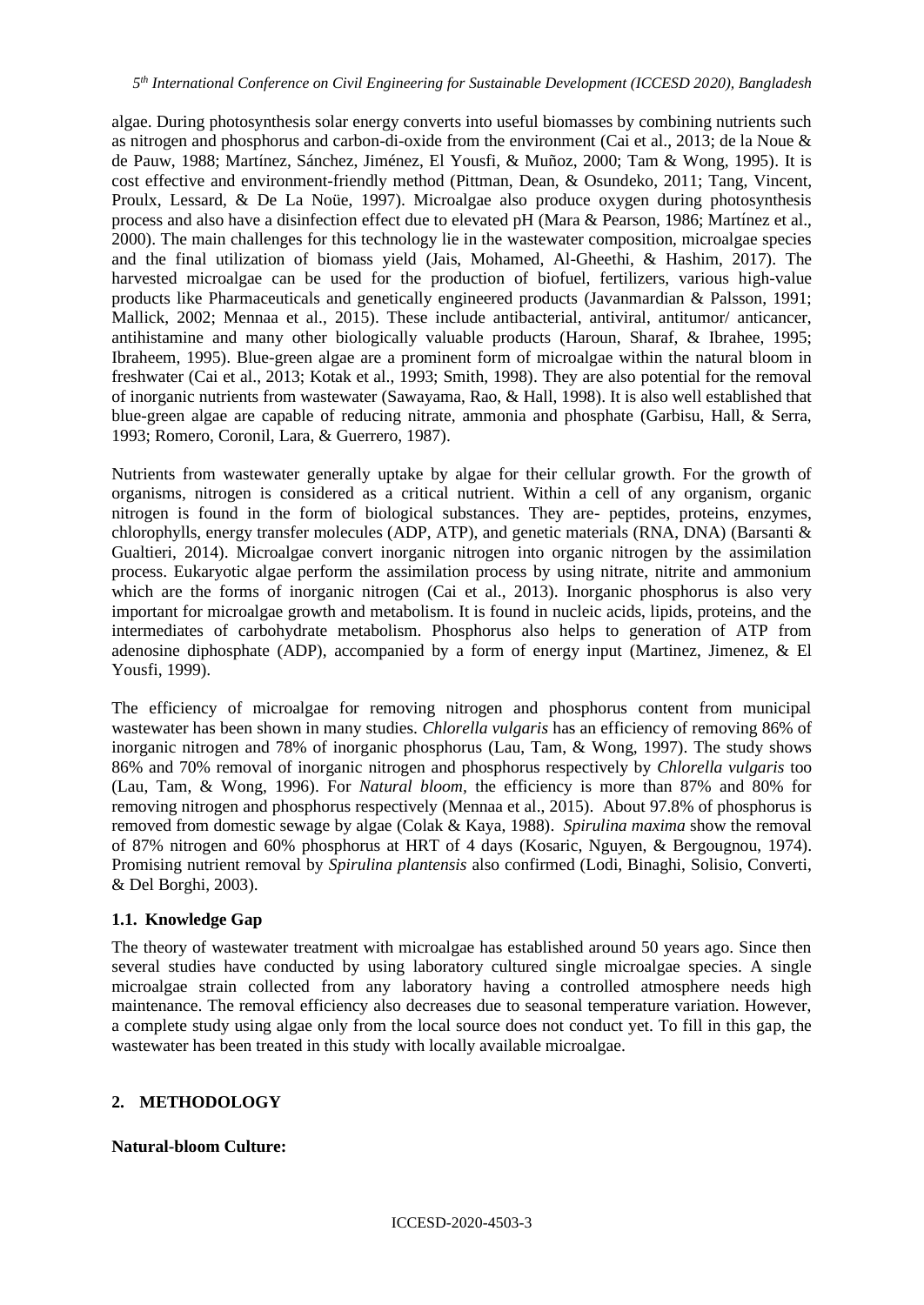algae. During photosynthesis solar energy converts into useful biomasses by combining nutrients such as nitrogen and phosphorus and carbon-di-oxide from the environment (Cai et al., 2013; de la Noue & de Pauw, 1988; Martínez, Sánchez, Jiménez, El Yousfi, & Muñoz, 2000; Tam & Wong, 1995). It is cost effective and environment-friendly method (Pittman, Dean, & Osundeko, 2011; Tang, Vincent, Proulx, Lessard, & De La Noüe, 1997). Microalgae also produce oxygen during photosynthesis process and also have a disinfection effect due to elevated pH (Mara & Pearson, 1986; Martínez et al., 2000). The main challenges for this technology lie in the wastewater composition, microalgae species and the final utilization of biomass yield (Jais, Mohamed, Al-Gheethi, & Hashim, 2017). The harvested microalgae can be used for the production of biofuel, fertilizers, various high-value products like Pharmaceuticals and genetically engineered products (Javanmardian & Palsson, 1991; Mallick, 2002; Mennaa et al., 2015). These include antibacterial, antiviral, antitumor/ anticancer, antihistamine and many other biologically valuable products (Haroun, Sharaf, & Ibrahee, 1995; Ibraheem, 1995). Blue-green algae are a prominent form of microalgae within the natural bloom in freshwater (Cai et al., 2013; Kotak et al., 1993; Smith, 1998). They are also potential for the removal of inorganic nutrients from wastewater (Sawayama, Rao, & Hall, 1998). It is also well established that blue-green algae are capable of reducing nitrate, ammonia and phosphate (Garbisu, Hall, & Serra, 1993; Romero, Coronil, Lara, & Guerrero, 1987).

Nutrients from wastewater generally uptake by algae for their cellular growth. For the growth of organisms, nitrogen is considered as a critical nutrient. Within a cell of any organism, organic nitrogen is found in the form of biological substances. They are- peptides, proteins, enzymes, chlorophylls, energy transfer molecules (ADP, ATP), and genetic materials (RNA, DNA) (Barsanti & Gualtieri, 2014). Microalgae convert inorganic nitrogen into organic nitrogen by the assimilation process. Eukaryotic algae perform the assimilation process by using nitrate, nitrite and ammonium which are the forms of inorganic nitrogen (Cai et al., 2013). Inorganic phosphorus is also very important for microalgae growth and metabolism. It is found in nucleic acids, lipids, proteins, and the intermediates of carbohydrate metabolism. Phosphorus also helps to generation of ATP from adenosine diphosphate (ADP), accompanied by a form of energy input (Martinez, Jimenez, & El Yousfi, 1999).

The efficiency of microalgae for removing nitrogen and phosphorus content from municipal wastewater has been shown in many studies. *Chlorella vulgaris* has an efficiency of removing 86% of inorganic nitrogen and 78% of inorganic phosphorus (Lau, Tam, & Wong, 1997). The study shows 86% and 70% removal of inorganic nitrogen and phosphorus respectively by *Chlorella vulgaris* too (Lau, Tam, & Wong, 1996). For *Natural bloom*, the efficiency is more than 87% and 80% for removing nitrogen and phosphorus respectively (Mennaa et al., 2015). About 97.8% of phosphorus is removed from domestic sewage by algae (Colak & Kaya, 1988). *Spirulina maxima* show the removal of 87% nitrogen and 60% phosphorus at HRT of 4 days (Kosaric, Nguyen, & Bergougnou, 1974). Promising nutrient removal by *Spirulina plantensis* also confirmed (Lodi, Binaghi, Solisio, Converti, & Del Borghi, 2003).

### 1.1. Knowledge Gap

The theory of wastewater treatment with microalgae has established around 50 years ago. Since then several studies have conducted by using laboratory cultured single microalgae species. A single microalgae strain collected from any laboratory having a controlled atmosphere needs high maintenance. The removal efficiency also decreases due to seasonal temperature variation. However, a complete study using algae only from the local source does not conduct yet. To fill in this gap, the wastewater has been treated in this study with locally available microalgae.

## 2. METHODOLOGY

**Natural-bloom Culture:**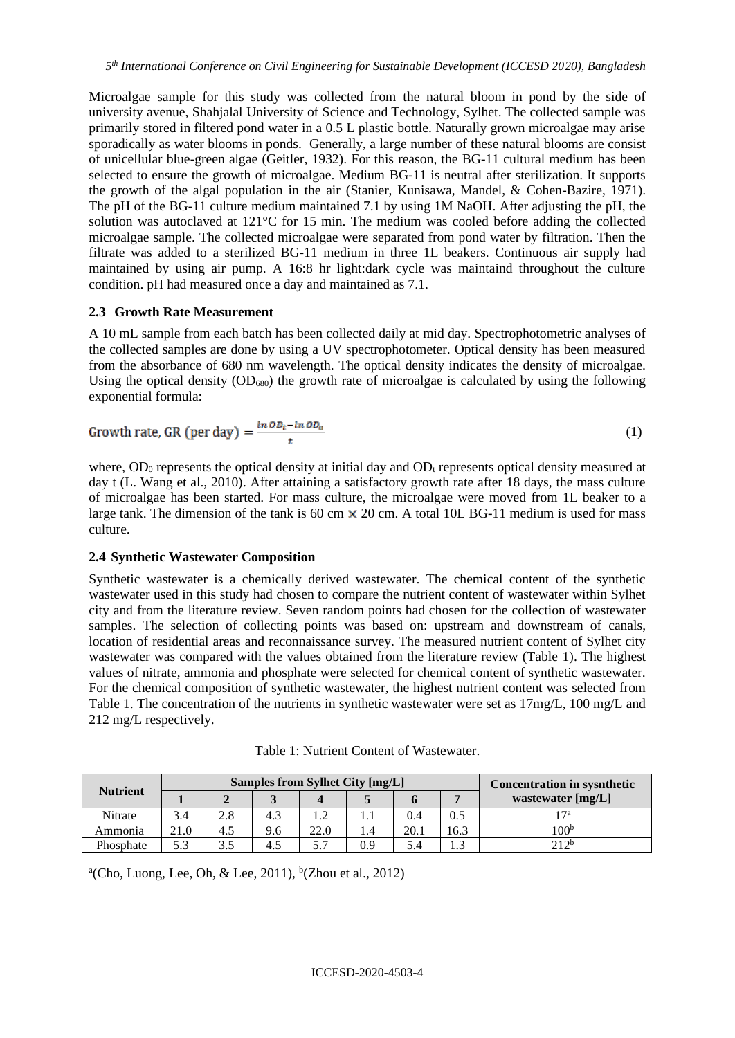Microalgae sample for this study was collected from the natural bloom in pond by the side of university avenue, Shahjalal University of Science and Technology, Sylhet. The collected sample was primarily stored in filtered pond water in a 0.5 L plastic bottle. Naturally grown microalgae may arise sporadically as water blooms in ponds. Generally, a large number of these natural blooms are consist of unicellular blue-green algae (Geitler, 1932). For this reason, the BG-11 cultural medium has been selected to ensure the growth of microalgae. Medium BG-11 is neutral after sterilization. It supports the growth of the algal population in the air (Stanier, Kunisawa, Mandel, & Cohen-Bazire, 1971). The pH of the BG-11 culture medium maintained 7.1 by using 1M NaOH. After adjusting the pH, the solution was autoclaved at 121°C for 15 min. The medium was cooled before adding the collected microalgae sample. The collected microalgae were separated from pond water by filtration. Then the filtrate was added to a sterilized BG-11 medium in three 1L beakers. Continuous air supply had maintained by using air pump. A 16:8 hr light:dark cycle was maintaind throughout the culture condition. pH had measured once a day and maintained as 7.1.

### 2.3 Growth Rate Measurement

A 10 mL sample from each batch has been collected daily at mid day. Spectrophotometric analyses of the collected samples are done by using a UV spectrophotometer. Optical density has been measured from the absorbance of 680 nm wavelength. The optical density indicates the density of microalgae. Using the optical density ($OD_{680}$) the growth rate of microalgae is calculated by using the following exponential formula:

$$\text{Growth rate, GR (per day)} = \frac{\ln OD_t - \ln OD_0}{t} \tag{1}$$

where, $OD_0$ represents the optical density at initial day and $OD_t$ represents optical density measured at day t (L. Wang et al., 2010). After attaining a satisfactory growth rate after 18 days, the mass culture of microalgae has been started. For mass culture, the microalgae were moved from 1L beaker to a large tank. The dimension of the tank is 60 cm × 20 cm. A total 10L BG-11 medium is used for mass culture.

### 2.4 Synthetic Wastewater Composition

Synthetic wastewater is a chemically derived wastewater. The chemical content of the synthetic wastewater used in this study had chosen to compare the nutrient content of wastewater within Sylhet city and from the literature review. Seven random points had chosen for the collection of wastewater samples. The selection of collecting points was based on: upstream and downstream of canals, location of residential areas and reconnaissance survey. The measured nutrient content of Sylhet city wastewater was compared with the values obtained from the literature review (Table 1). The highest values of nitrate, ammonia and phosphate were selected for chemical content of synthetic wastewater. For the chemical composition of synthetic wastewater, the highest nutrient content was selected from Table 1. The concentration of the nutrients in synthetic wastewater were set as 17mg/L, 100 mg/L and 212 mg/L respectively.

Table 1: Nutrient Content of Wastewater.

| Nutrient | Samples from Sylhet City [mg/L] | | | | | | | Concentration in sysnthetic wastewater [mg/L] |
|---|---|---|---|---|---|---|---|---|
| | 1 | 2 | 3 | 4 | 5 | 6 | 7 | |
| Nitrate | 3.4 | 2.8 | 4.3 | 1.2 | 1.1 | 0.4 | 0.5 | 17[a] |
| Ammonia | 21.0 | 4.5 | 9.6 | 22.0 | 1.4 | 20.1 | 16.3 | 100[b] |
| Phosphate | 5.3 | 3.5 | 4.5 | 5.7 | 0.9 | 5.4 | 1.3 | 212[b] |

[a](Cho, Luong, Lee, Oh, & Lee, 2011), [b](Zhou et al., 2012)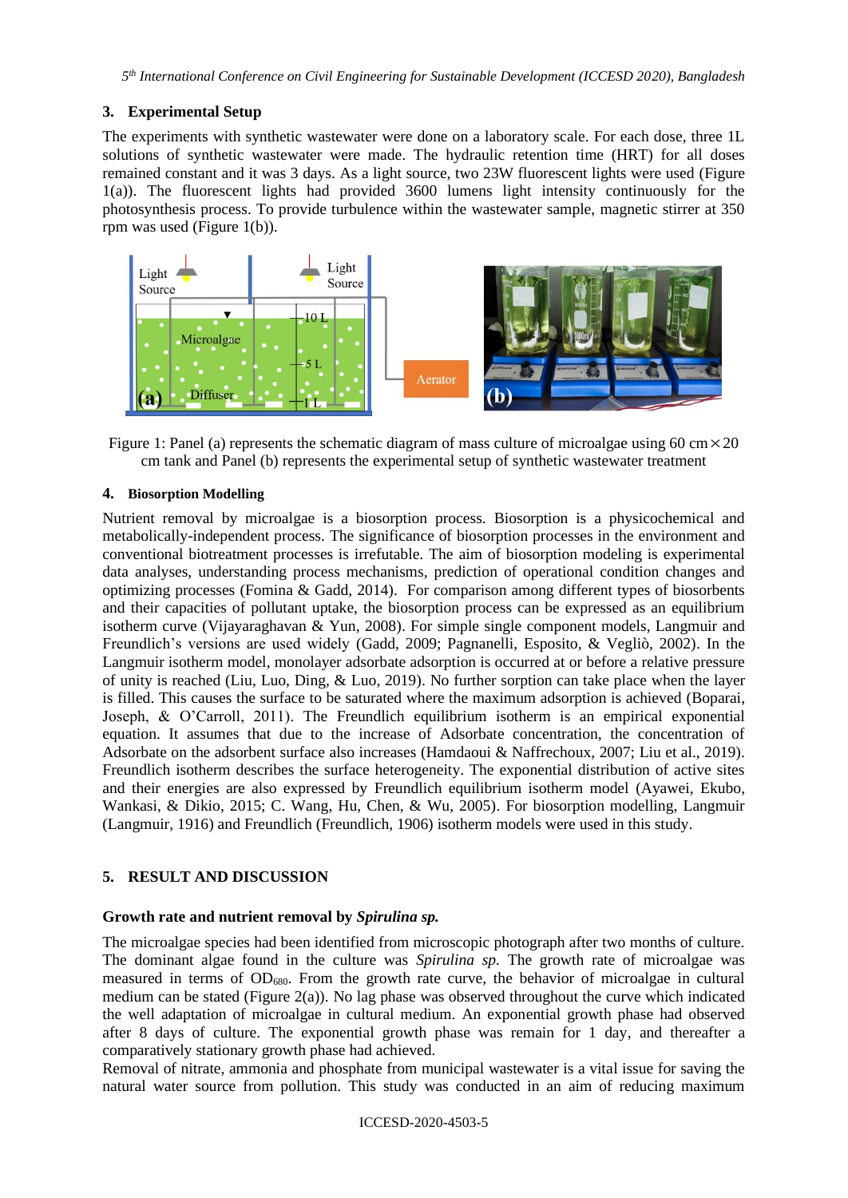## 3. Experimental Setup

The experiments with synthetic wastewater were done on a laboratory scale. For each dose, three 1L solutions of synthetic wastewater were made. The hydraulic retention time (HRT) for all doses remained constant and it was 3 days. As a light source, two 23W fluorescent lights were used (Figure 1(a)). The fluorescent lights had provided 3600 lumens light intensity continuously for the photosynthesis process. To provide turbulence within the wastewater sample, magnetic stirrer at 350 rpm was used (Figure 1(b)).

Figure 1: Panel (a) represents the schematic diagram of mass culture of microalgae using 60 cm × 20 cm tank and Panel (b) represents the experimental setup of synthetic wastewater treatment

## 4. Biosorption Modelling

Nutrient removal by microalgae is a biosorption process. Biosorption is a physicochemical and metabolically-independent process. The significance of biosorption processes in the environment and conventional biotreatment processes is irrefutable. The aim of biosorption modeling is experimental data analyses, understanding process mechanisms, prediction of operational condition changes and optimizing processes (Fomina & Gadd, 2014). For comparison among different types of biosorbents and their capacities of pollutant uptake, the biosorption process can be expressed as an equilibrium isotherm curve (Vijayaraghavan & Yun, 2008). For simple single component models, Langmuir and Freundlich's versions are used widely (Gadd, 2009; Pagnanelli, Esposito, & Vegliò, 2002). In the Langmuir isotherm model, monolayer adsorbate adsorption is occurred at or before a relative pressure of unity is reached (Liu, Luo, Ding, & Luo, 2019). No further sorption can take place when the layer is filled. This causes the surface to be saturated where the maximum adsorption is achieved (Boparai, Joseph, & O'Carroll, 2011). The Freundlich equilibrium isotherm is an empirical exponential equation. It assumes that due to the increase of Adsorbate concentration, the concentration of Adsorbate on the adsorbent surface also increases (Hamdaoui & Naffrechoux, 2007; Liu et al., 2019). Freundlich isotherm describes the surface heterogeneity. The exponential distribution of active sites and their energies are also expressed by Freundlich equilibrium isotherm model (Ayawei, Ekubo, Wankasi, & Dikio, 2015; C. Wang, Hu, Chen, & Wu, 2005). For biosorption modelling, Langmuir (Langmuir, 1916) and Freundlich (Freundlich, 1906) isotherm models were used in this study.

## 5. RESULT AND DISCUSSION

### Growth rate and nutrient removal by *Spirulina sp.*

The microalgae species had been identified from microscopic photograph after two months of culture. The dominant algae found in the culture was *Spirulina sp.* The growth rate of microalgae was measured in terms of $OD_{680}$. From the growth rate curve, the behavior of microalgae in cultural medium can be stated (Figure 2(a)). No lag phase was observed throughout the curve which indicated the well adaptation of microalgae in cultural medium. An exponential growth phase had observed after 8 days of culture. The exponential growth phase was remain for 1 day, and thereafter a comparatively stationary growth phase had achieved.

Removal of nitrate, ammonia and phosphate from municipal wastewater is a vital issue for saving the natural water source from pollution. This study was conducted in an aim of reducing maximum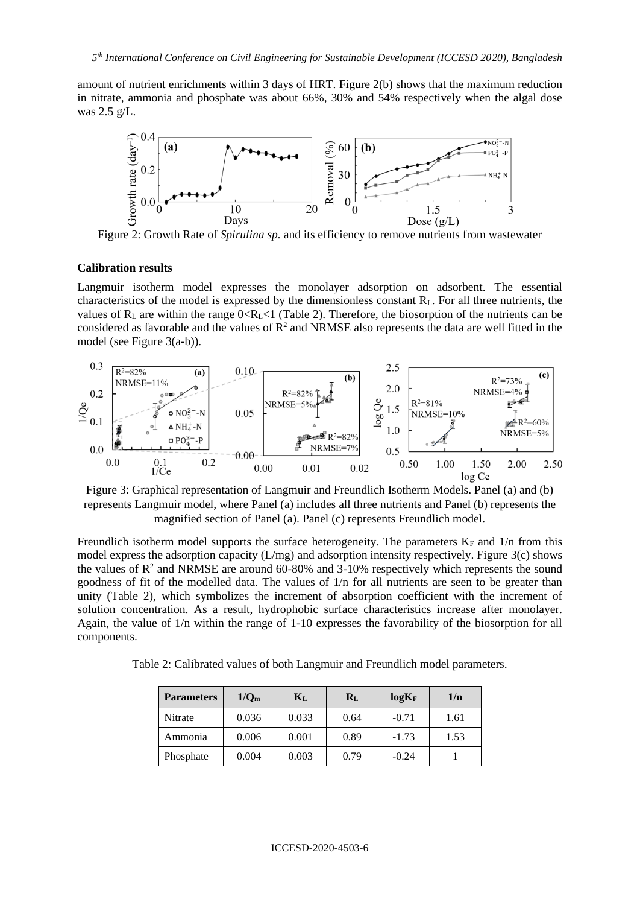amount of nutrient enrichments within 3 days of HRT. Figure 2(b) shows that the maximum reduction in nitrate, ammonia and phosphate was about 66%, 30% and 54% respectively when the algal dose was 2.5 g/L.

Figure 2: Growth Rate of *Spirulina sp.* and its efficiency to remove nutrients from wastewater

**Calibration results**

Langmuir isotherm model expresses the monolayer adsorption on adsorbent. The essential characteristics of the model is expressed by the dimensionless constant $R_L$. For all three nutrients, the values of $R_L$ are within the range $0<R_L<1$ (Table 2). Therefore, the biosorption of the nutrients can be considered as favorable and the values of $R^2$ and NRMSE also represents the data are well fitted in the model (see Figure 3(a-b)).

Figure 3: Graphical representation of Langmuir and Freundlich Isotherm Models. Panel (a) and (b) represents Langmuir model, where Panel (a) includes all three nutrients and Panel (b) represents the magnified section of Panel (a). Panel (c) represents Freundlich model.

Freundlich isotherm model supports the surface heterogeneity. The parameters $K_F$ and 1/n from this model express the adsorption capacity (L/mg) and adsorption intensity respectively. Figure 3(c) shows the values of $R^2$ and NRMSE are around 60-80% and 3-10% respectively which represents the sound goodness of fit of the modelled data. The values of 1/n for all nutrients are seen to be greater than unity (Table 2), which symbolizes the increment of absorption coefficient with the increment of solution concentration. As a result, hydrophobic surface characteristics increase after monolayer. Again, the value of 1/n within the range of 1-10 expresses the favorability of the biosorption for all components.

Table 2: Calibrated values of both Langmuir and Freundlich model parameters.

| **Parameters** | **$1/Q_m$** | **$K_L$** | **$R_L$** | **$\log K_F$** | **1/n** |
|---|---|---|---|---|---|
| Nitrate | 0.036 | 0.033 | 0.64 | -0.71 | 1.61 |
| Ammonia | 0.006 | 0.001 | 0.89 | -1.73 | 1.53 |
| Phosphate | 0.004 | 0.003 | 0.79 | -0.24 | 1 |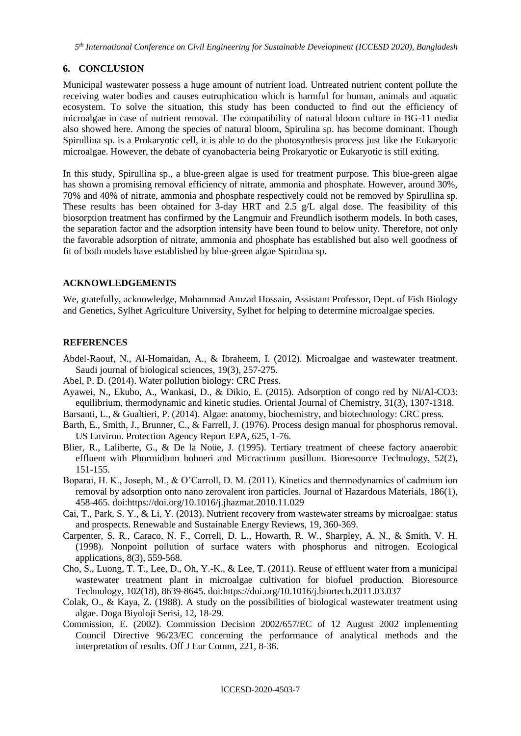## 6. CONCLUSION

Municipal wastewater possess a huge amount of nutrient load. Untreated nutrient content pollute the receiving water bodies and causes eutrophication which is harmful for human, animals and aquatic ecosystem. To solve the situation, this study has been conducted to find out the efficiency of microalgae in case of nutrient removal. The compatibility of natural bloom culture in BG-11 media also showed here. Among the species of natural bloom, Spirulina sp. has become dominant. Though Spirullina sp. is a Prokaryotic cell, it is able to do the photosynthesis process just like the Eukaryotic microalgae. However, the debate of cyanobacteria being Prokaryotic or Eukaryotic is still exiting.

In this study, Spirullina sp., a blue-green algae is used for treatment purpose. This blue-green algae has shown a promising removal efficiency of nitrate, ammonia and phosphate. However, around 30%, 70% and 40% of nitrate, ammonia and phosphate respectively could not be removed by Spirullina sp. These results has been obtained for 3-day HRT and 2.5 g/L algal dose. The feasibility of this biosorption treatment has confirmed by the Langmuir and Freundlich isotherm models. In both cases, the separation factor and the adsorption intensity have been found to below unity. Therefore, not only the favorable adsorption of nitrate, ammonia and phosphate has established but also well goodness of fit of both models have established by blue-green algae Spirulina sp.

## ACKNOWLEDGEMENTS

We, gratefully, acknowledge, Mohammad Amzad Hossain, Assistant Professor, Dept. of Fish Biology and Genetics, Sylhet Agriculture University, Sylhet for helping to determine microalgae species.

## REFERENCES

Abdel-Raouf, N., Al-Homaidan, A., & Ibraheem, I. (2012). Microalgae and wastewater treatment. Saudi journal of biological sciences, 19(3), 257-275.

Abel, P. D. (2014). Water pollution biology: CRC Press.

Ayawei, N., Ekubo, A., Wankasi, D., & Dikio, E. (2015). Adsorption of congo red by Ni/Al-CO3: equilibrium, thermodynamic and kinetic studies. Oriental Journal of Chemistry, 31(3), 1307-1318.

Barsanti, L., & Gualtieri, P. (2014). Algae: anatomy, biochemistry, and biotechnology: CRC press.

Barth, E., Smith, J., Brunner, C., & Farrell, J. (1976). Process design manual for phosphorus removal. US Environ. Protection Agency Report EPA, 625, 1-76.

Blier, R., Laliberte, G., & De la Noüe, J. (1995). Tertiary treatment of cheese factory anaerobic effluent with Phormidium bohneri and Micractinum pusillum. Bioresource Technology, 52(2), 151-155.

Boparai, H. K., Joseph, M., & O'Carroll, D. M. (2011). Kinetics and thermodynamics of cadmium ion removal by adsorption onto nano zerovalent iron particles. Journal of Hazardous Materials, 186(1), 458-465. doi:https://doi.org/10.1016/j.jhazmat.2010.11.029

Cai, T., Park, S. Y., & Li, Y. (2013). Nutrient recovery from wastewater streams by microalgae: status and prospects. Renewable and Sustainable Energy Reviews, 19, 360-369.

Carpenter, S. R., Caraco, N. F., Correll, D. L., Howarth, R. W., Sharpley, A. N., & Smith, V. H. (1998). Nonpoint pollution of surface waters with phosphorus and nitrogen. Ecological applications, 8(3), 559-568.

Cho, S., Luong, T. T., Lee, D., Oh, Y.-K., & Lee, T. (2011). Reuse of effluent water from a municipal wastewater treatment plant in microalgae cultivation for biofuel production. Bioresource Technology, 102(18), 8639-8645. doi:https://doi.org/10.1016/j.biortech.2011.03.037

Colak, O., & Kaya, Z. (1988). A study on the possibilities of biological wastewater treatment using algae. Doga Biyoloji Serisi, 12, 18-29.

Commission, E. (2002). Commission Decision 2002/657/EC of 12 August 2002 implementing Council Directive 96/23/EC concerning the performance of analytical methods and the interpretation of results. Off J Eur Comm, 221, 8-36.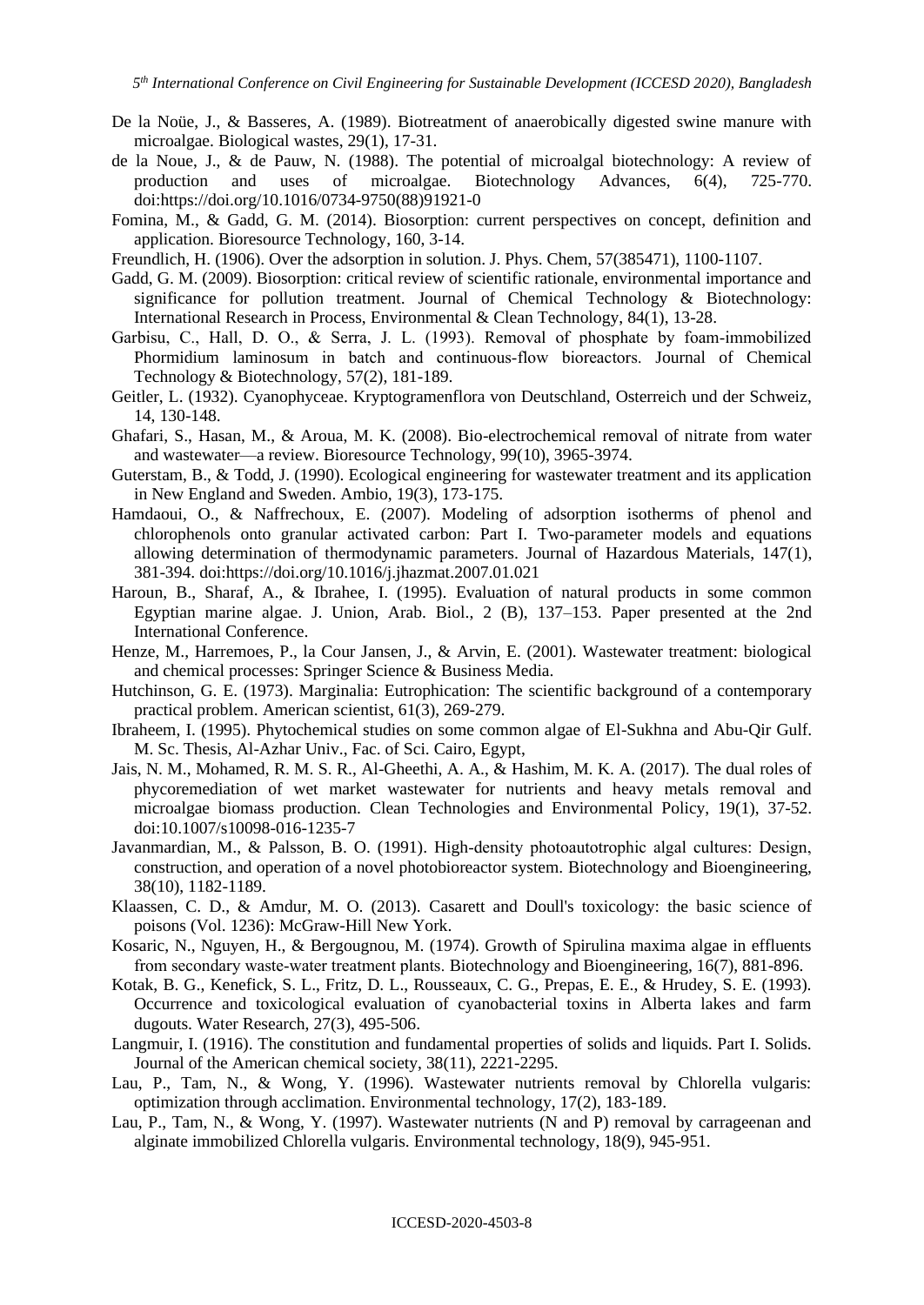De la Noüe, J., & Basseres, A. (1989). Biotreatment of anaerobically digested swine manure with microalgae. Biological wastes, 29(1), 17-31.

de la Noue, J., & de Pauw, N. (1988). The potential of microalgal biotechnology: A review of production and uses of microalgae. Biotechnology Advances, 6(4), 725-770. doi:https://doi.org/10.1016/0734-9750(88)91921-0

Fomina, M., & Gadd, G. M. (2014). Biosorption: current perspectives on concept, definition and application. Bioresource Technology, 160, 3-14.

Freundlich, H. (1906). Over the adsorption in solution. J. Phys. Chem, 57(385471), 1100-1107.

Gadd, G. M. (2009). Biosorption: critical review of scientific rationale, environmental importance and significance for pollution treatment. Journal of Chemical Technology & Biotechnology: International Research in Process, Environmental & Clean Technology, 84(1), 13-28.

Garbisu, C., Hall, D. O., & Serra, J. L. (1993). Removal of phosphate by foam-immobilized Phormidium laminosum in batch and continuous-flow bioreactors. Journal of Chemical Technology & Biotechnology, 57(2), 181-189.

Geitler, L. (1932). Cyanophyceae. Kryptogramenflora von Deutschland, Osterreich und der Schweiz, 14, 130-148.

Ghafari, S., Hasan, M., & Aroua, M. K. (2008). Bio-electrochemical removal of nitrate from water and wastewater—a review. Bioresource Technology, 99(10), 3965-3974.

Guterstam, B., & Todd, J. (1990). Ecological engineering for wastewater treatment and its application in New England and Sweden. Ambio, 19(3), 173-175.

Hamdaoui, O., & Naffrechoux, E. (2007). Modeling of adsorption isotherms of phenol and chlorophenols onto granular activated carbon: Part I. Two-parameter models and equations allowing determination of thermodynamic parameters. Journal of Hazardous Materials, 147(1), 381-394. doi:https://doi.org/10.1016/j.jhazmat.2007.01.021

Haroun, B., Sharaf, A., & Ibrahee, I. (1995). Evaluation of natural products in some common Egyptian marine algae. J. Union, Arab. Biol., 2 (B), 137–153. Paper presented at the 2nd International Conference.

Henze, M., Harremoes, P., la Cour Jansen, J., & Arvin, E. (2001). Wastewater treatment: biological and chemical processes: Springer Science & Business Media.

Hutchinson, G. E. (1973). Marginalia: Eutrophication: The scientific background of a contemporary practical problem. American scientist, 61(3), 269-279.

Ibraheem, I. (1995). Phytochemical studies on some common algae of El-Sukhna and Abu-Qir Gulf. M. Sc. Thesis, Al-Azhar Univ., Fac. of Sci. Cairo, Egypt,

Jais, N. M., Mohamed, R. M. S. R., Al-Gheethi, A. A., & Hashim, M. K. A. (2017). The dual roles of phycoremediation of wet market wastewater for nutrients and heavy metals removal and microalgae biomass production. Clean Technologies and Environmental Policy, 19(1), 37-52. doi:10.1007/s10098-016-1235-7

Javanmardian, M., & Palsson, B. O. (1991). High-density photoautotrophic algal cultures: Design, construction, and operation of a novel photobioreactor system. Biotechnology and Bioengineering, 38(10), 1182-1189.

Klaassen, C. D., & Amdur, M. O. (2013). Casarett and Doull's toxicology: the basic science of poisons (Vol. 1236): McGraw-Hill New York.

Kosaric, N., Nguyen, H., & Bergougnou, M. (1974). Growth of Spirulina maxima algae in effluents from secondary waste-water treatment plants. Biotechnology and Bioengineering, 16(7), 881-896.

Kotak, B. G., Kenefick, S. L., Fritz, D. L., Rousseaux, C. G., Prepas, E. E., & Hrudey, S. E. (1993). Occurrence and toxicological evaluation of cyanobacterial toxins in Alberta lakes and farm dugouts. Water Research, 27(3), 495-506.

Langmuir, I. (1916). The constitution and fundamental properties of solids and liquids. Part I. Solids. Journal of the American chemical society, 38(11), 2221-2295.

Lau, P., Tam, N., & Wong, Y. (1996). Wastewater nutrients removal by Chlorella vulgaris: optimization through acclimation. Environmental technology, 17(2), 183-189.

Lau, P., Tam, N., & Wong, Y. (1997). Wastewater nutrients (N and P) removal by carrageenan and alginate immobilized Chlorella vulgaris. Environmental technology, 18(9), 945-951.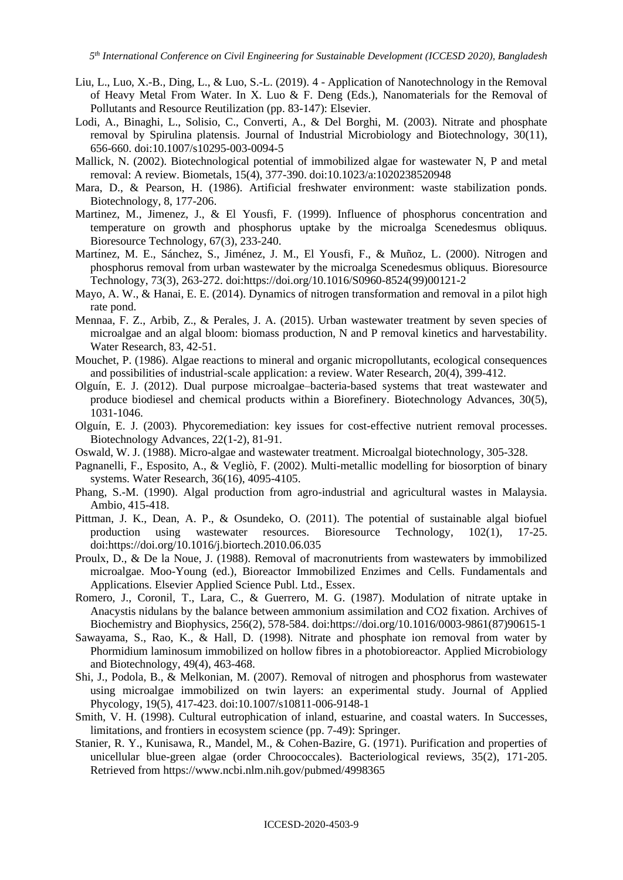Liu, L., Luo, X.-B., Ding, L., & Luo, S.-L. (2019). 4 - Application of Nanotechnology in the Removal of Heavy Metal From Water. In X. Luo & F. Deng (Eds.), Nanomaterials for the Removal of Pollutants and Resource Reutilization (pp. 83-147): Elsevier.

Lodi, A., Binaghi, L., Solisio, C., Converti, A., & Del Borghi, M. (2003). Nitrate and phosphate removal by Spirulina platensis. Journal of Industrial Microbiology and Biotechnology, 30(11), 656-660. doi:10.1007/s10295-003-0094-5

Mallick, N. (2002). Biotechnological potential of immobilized algae for wastewater N, P and metal removal: A review. Biometals, 15(4), 377-390. doi:10.1023/a:1020238520948

Mara, D., & Pearson, H. (1986). Artificial freshwater environment: waste stabilization ponds. Biotechnology, 8, 177-206.

Martinez, M., Jimenez, J., & El Yousfi, F. (1999). Influence of phosphorus concentration and temperature on growth and phosphorus uptake by the microalga Scenedesmus obliquus. Bioresource Technology, 67(3), 233-240.

Martínez, M. E., Sánchez, S., Jiménez, J. M., El Yousfi, F., & Muñoz, L. (2000). Nitrogen and phosphorus removal from urban wastewater by the microalga Scenedesmus obliquus. Bioresource Technology, 73(3), 263-272. doi:https://doi.org/10.1016/S0960-8524(99)00121-2

Mayo, A. W., & Hanai, E. E. (2014). Dynamics of nitrogen transformation and removal in a pilot high rate pond.

Mennaa, F. Z., Arbib, Z., & Perales, J. A. (2015). Urban wastewater treatment by seven species of microalgae and an algal bloom: biomass production, N and P removal kinetics and harvestability. Water Research, 83, 42-51.

Mouchet, P. (1986). Algae reactions to mineral and organic micropollutants, ecological consequences and possibilities of industrial-scale application: a review. Water Research, 20(4), 399-412.

Olguín, E. J. (2012). Dual purpose microalgae–bacteria-based systems that treat wastewater and produce biodiesel and chemical products within a Biorefinery. Biotechnology Advances, 30(5), 1031-1046.

Olguín, E. J. (2003). Phycoremediation: key issues for cost-effective nutrient removal processes. Biotechnology Advances, 22(1-2), 81-91.

Oswald, W. J. (1988). Micro-algae and wastewater treatment. Microalgal biotechnology, 305-328.

Pagnanelli, F., Esposito, A., & Vegliò, F. (2002). Multi-metallic modelling for biosorption of binary systems. Water Research, 36(16), 4095-4105.

Phang, S.-M. (1990). Algal production from agro-industrial and agricultural wastes in Malaysia. Ambio, 415-418.

Pittman, J. K., Dean, A. P., & Osundeko, O. (2011). The potential of sustainable algal biofuel production using wastewater resources. Bioresource Technology, 102(1), 17-25. doi:https://doi.org/10.1016/j.biortech.2010.06.035

Proulx, D., & De la Noue, J. (1988). Removal of macronutrients from wastewaters by immobilized microalgae. Moo-Young (ed.), Bioreactor Immobilized Enzimes and Cells. Fundamentals and Applications. Elsevier Applied Science Publ. Ltd., Essex.

Romero, J., Coronil, T., Lara, C., & Guerrero, M. G. (1987). Modulation of nitrate uptake in Anacystis nidulans by the balance between ammonium assimilation and CO2 fixation. Archives of Biochemistry and Biophysics, 256(2), 578-584. doi:https://doi.org/10.1016/0003-9861(87)90615-1

Sawayama, S., Rao, K., & Hall, D. (1998). Nitrate and phosphate ion removal from water by Phormidium laminosum immobilized on hollow fibres in a photobioreactor. Applied Microbiology and Biotechnology, 49(4), 463-468.

Shi, J., Podola, B., & Melkonian, M. (2007). Removal of nitrogen and phosphorus from wastewater using microalgae immobilized on twin layers: an experimental study. Journal of Applied Phycology, 19(5), 417-423. doi:10.1007/s10811-006-9148-1

Smith, V. H. (1998). Cultural eutrophication of inland, estuarine, and coastal waters. In Successes, limitations, and frontiers in ecosystem science (pp. 7-49): Springer.

Stanier, R. Y., Kunisawa, R., Mandel, M., & Cohen-Bazire, G. (1971). Purification and properties of unicellular blue-green algae (order Chroococcales). Bacteriological reviews, 35(2), 171-205. Retrieved from https://www.ncbi.nlm.nih.gov/pubmed/4998365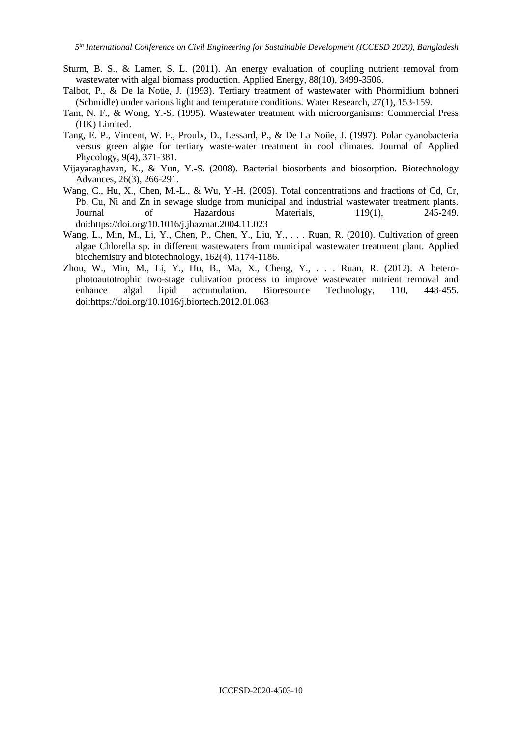Sturm, B. S., & Lamer, S. L. (2011). An energy evaluation of coupling nutrient removal from wastewater with algal biomass production. Applied Energy, 88(10), 3499-3506.

Talbot, P., & De la Noüe, J. (1993). Tertiary treatment of wastewater with Phormidium bohneri (Schmidle) under various light and temperature conditions. Water Research, 27(1), 153-159.

Tam, N. F., & Wong, Y.-S. (1995). Wastewater treatment with microorganisms: Commercial Press (HK) Limited.

Tang, E. P., Vincent, W. F., Proulx, D., Lessard, P., & De La Noüe, J. (1997). Polar cyanobacteria versus green algae for tertiary waste-water treatment in cool climates. Journal of Applied Phycology, 9(4), 371-381.

Vijayaraghavan, K., & Yun, Y.-S. (2008). Bacterial biosorbents and biosorption. Biotechnology Advances, 26(3), 266-291.

Wang, C., Hu, X., Chen, M.-L., & Wu, Y.-H. (2005). Total concentrations and fractions of Cd, Cr, Pb, Cu, Ni and Zn in sewage sludge from municipal and industrial wastewater treatment plants. Journal of Hazardous Materials, 119(1), 245-249. doi:https://doi.org/10.1016/j.jhazmat.2004.11.023

Wang, L., Min, M., Li, Y., Chen, P., Chen, Y., Liu, Y., . . . Ruan, R. (2010). Cultivation of green algae Chlorella sp. in different wastewaters from municipal wastewater treatment plant. Applied biochemistry and biotechnology, 162(4), 1174-1186.

Zhou, W., Min, M., Li, Y., Hu, B., Ma, X., Cheng, Y., . . . Ruan, R. (2012). A hetero-photoautotrophic two-stage cultivation process to improve wastewater nutrient removal and enhance algal lipid accumulation. Bioresource Technology, 110, 448-455. doi:https://doi.org/10.1016/j.biortech.2012.01.063